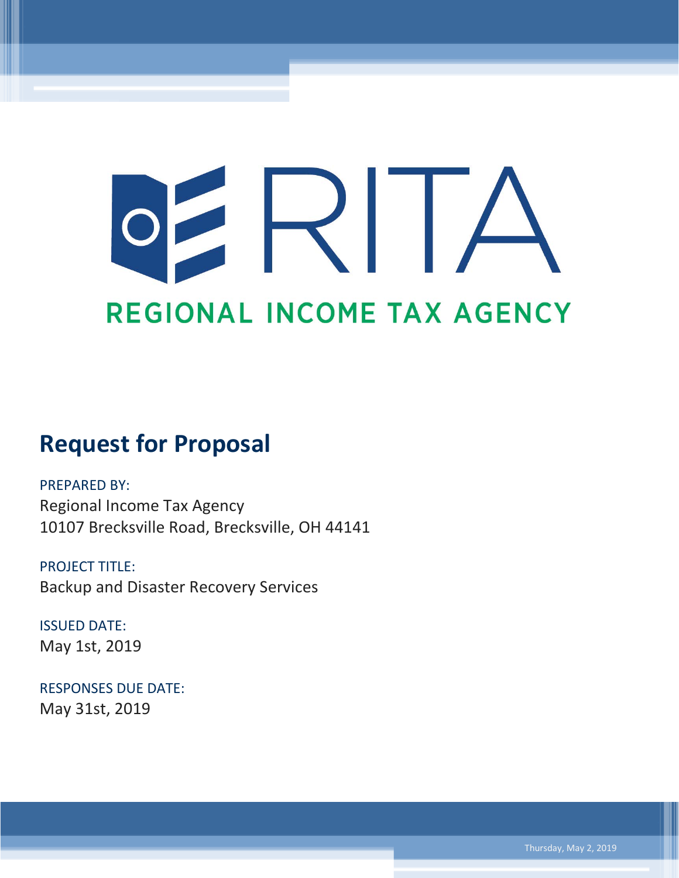# RITA

## REGIONAL INCOME TAX AGENCY

# Request for Proposal

PREPARED BY:
Regional Income Tax Agency
10107 Brecksville Road, Brecksville, OH 44141

PROJECT TITLE:
Backup and Disaster Recovery Services

ISSUED DATE:
May 1st, 2019

RESPONSES DUE DATE:
May 31st, 2019

Thursday, May 2, 2019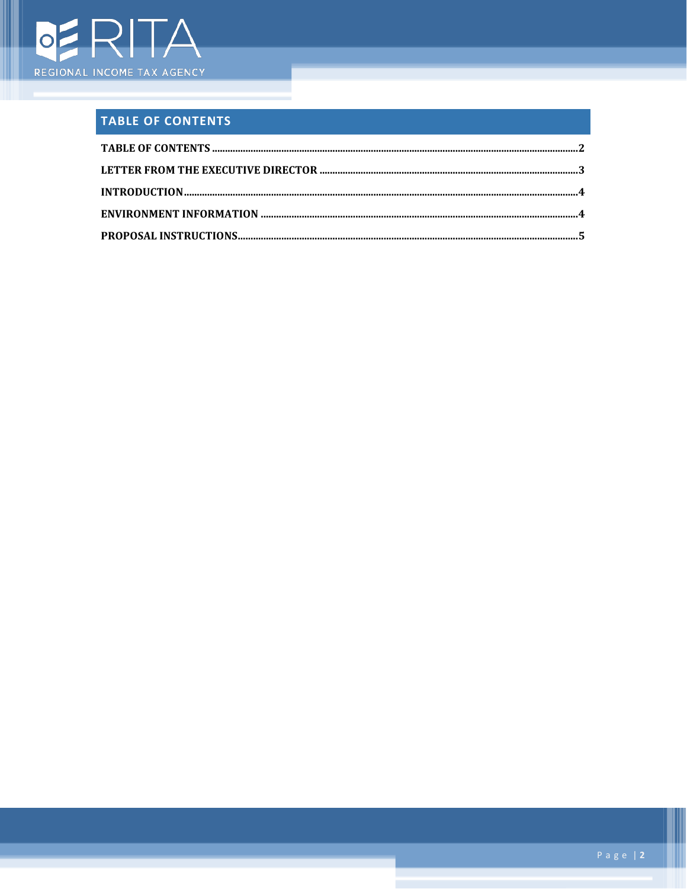## TABLE OF CONTENTS

**TABLE OF CONTENTS** .............................................................. **2**

**LETTER FROM THE EXECUTIVE DIRECTOR** .............................................................. **3**

**INTRODUCTION** .............................................................. **4**

**ENVIRONMENT INFORMATION** .............................................................. **4**

**PROPOSAL INSTRUCTIONS** .............................................................. **5**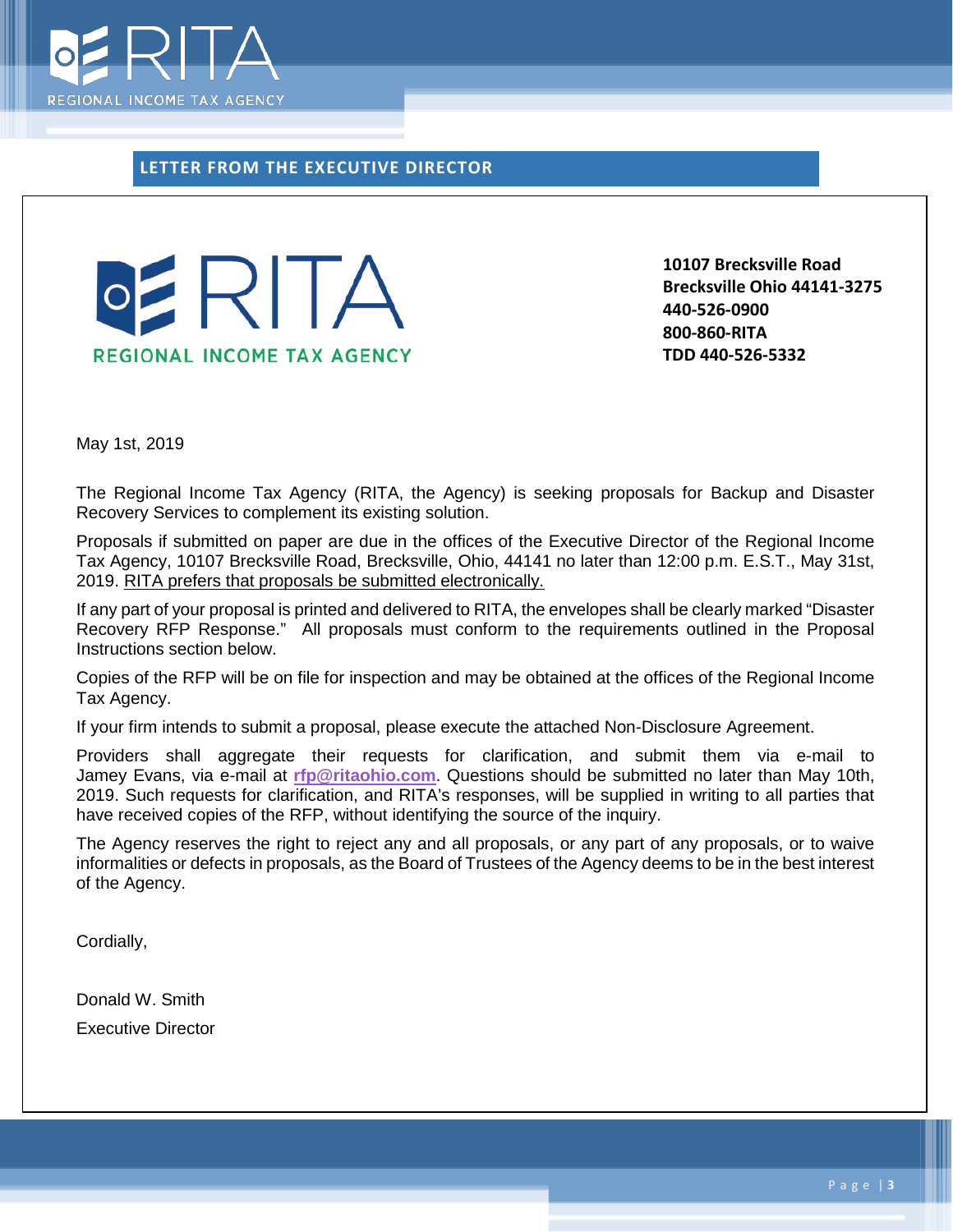## LETTER FROM THE EXECUTIVE DIRECTOR

RITA
REGIONAL INCOME TAX AGENCY

**10107 Brecksville Road**
**Brecksville Ohio 44141-3275**
**440-526-0900**
**800-860-RITA**
**TDD 440-526-5332**

May 1st, 2019

The Regional Income Tax Agency (RITA, the Agency) is seeking proposals for Backup and Disaster Recovery Services to complement its existing solution.

Proposals if submitted on paper are due in the offices of the Executive Director of the Regional Income Tax Agency, 10107 Brecksville Road, Brecksville, Ohio, 44141 no later than 12:00 p.m. E.S.T., May 31st, 2019. RITA prefers that proposals be submitted electronically.

If any part of your proposal is printed and delivered to RITA, the envelopes shall be clearly marked "Disaster Recovery RFP Response." All proposals must conform to the requirements outlined in the Proposal Instructions section below.

Copies of the RFP will be on file for inspection and may be obtained at the offices of the Regional Income Tax Agency.

If your firm intends to submit a proposal, please execute the attached Non-Disclosure Agreement.

Providers shall aggregate their requests for clarification, and submit them via e-mail to Jamey Evans, via e-mail at **rfp@ritaohio.com**. Questions should be submitted no later than May 10th, 2019. Such requests for clarification, and RITA's responses, will be supplied in writing to all parties that have received copies of the RFP, without identifying the source of the inquiry.

The Agency reserves the right to reject any and all proposals, or any part of any proposals, or to waive informalities or defects in proposals, as the Board of Trustees of the Agency deems to be in the best interest of the Agency.

Cordially,

Donald W. Smith
Executive Director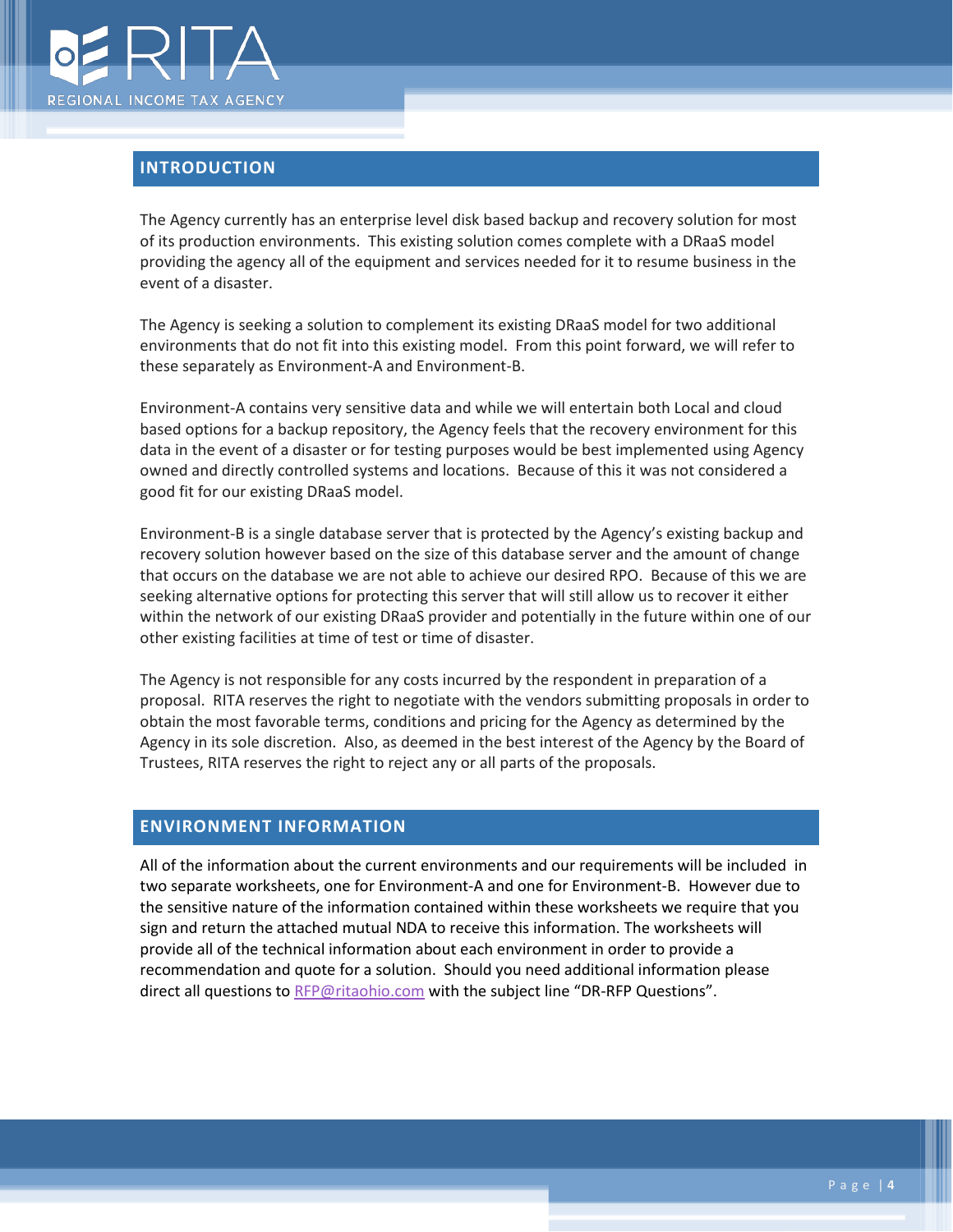## INTRODUCTION

The Agency currently has an enterprise level disk based backup and recovery solution for most of its production environments. This existing solution comes complete with a DRaaS model providing the agency all of the equipment and services needed for it to resume business in the event of a disaster.

The Agency is seeking a solution to complement its existing DRaaS model for two additional environments that do not fit into this existing model. From this point forward, we will refer to these separately as Environment-A and Environment-B.

Environment-A contains very sensitive data and while we will entertain both Local and cloud based options for a backup repository, the Agency feels that the recovery environment for this data in the event of a disaster or for testing purposes would be best implemented using Agency owned and directly controlled systems and locations. Because of this it was not considered a good fit for our existing DRaaS model.

Environment-B is a single database server that is protected by the Agency's existing backup and recovery solution however based on the size of this database server and the amount of change that occurs on the database we are not able to achieve our desired RPO. Because of this we are seeking alternative options for protecting this server that will still allow us to recover it either within the network of our existing DRaaS provider and potentially in the future within one of our other existing facilities at time of test or time of disaster.

The Agency is not responsible for any costs incurred by the respondent in preparation of a proposal. RITA reserves the right to negotiate with the vendors submitting proposals in order to obtain the most favorable terms, conditions and pricing for the Agency as determined by the Agency in its sole discretion. Also, as deemed in the best interest of the Agency by the Board of Trustees, RITA reserves the right to reject any or all parts of the proposals.

## ENVIRONMENT INFORMATION

All of the information about the current environments and our requirements will be included in two separate worksheets, one for Environment-A and one for Environment-B. However due to the sensitive nature of the information contained within these worksheets we require that you sign and return the attached mutual NDA to receive this information. The worksheets will provide all of the technical information about each environment in order to provide a recommendation and quote for a solution. Should you need additional information please direct all questions to RFP@ritaohio.com with the subject line "DR-RFP Questions".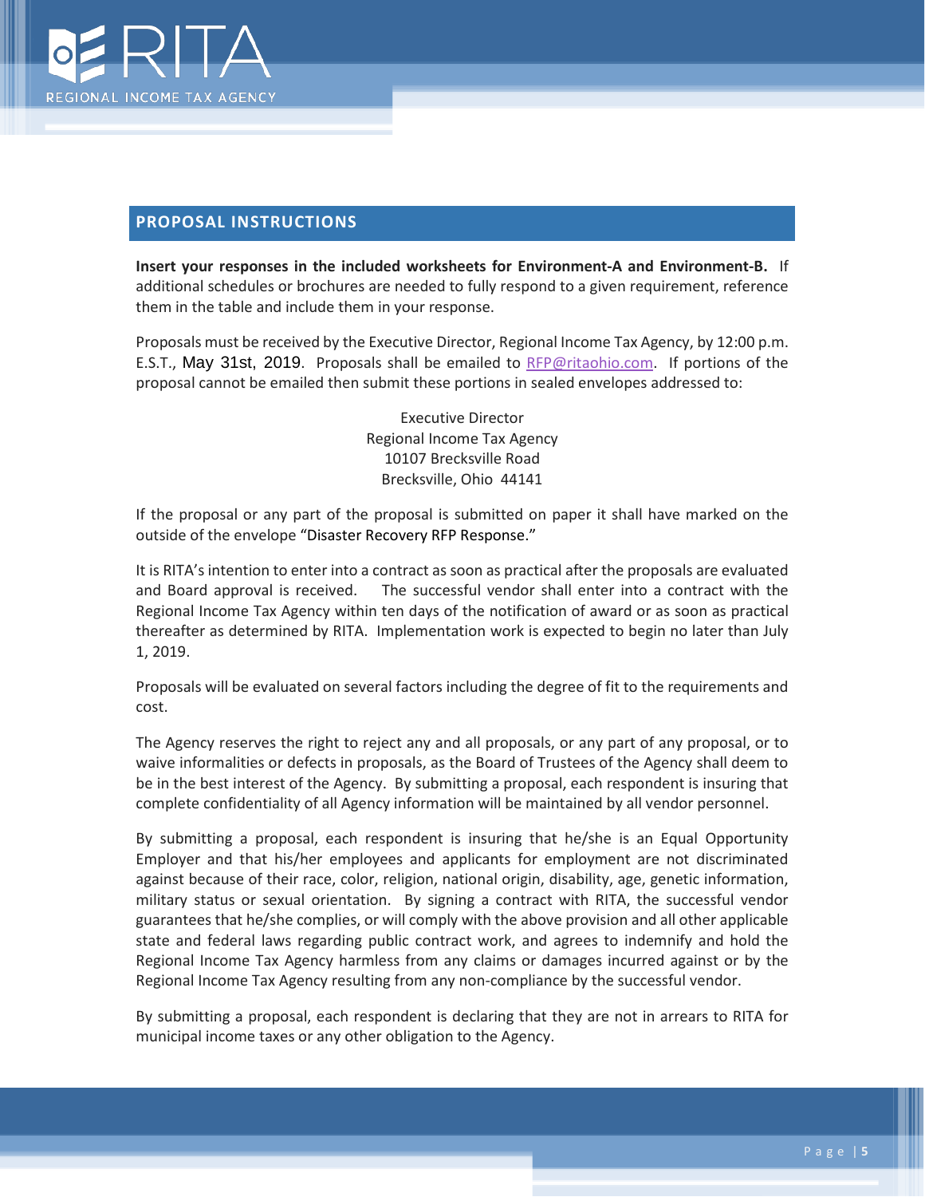## PROPOSAL INSTRUCTIONS

**Insert your responses in the included worksheets for Environment-A and Environment-B.** If additional schedules or brochures are needed to fully respond to a given requirement, reference them in the table and include them in your response.

Proposals must be received by the Executive Director, Regional Income Tax Agency, by 12:00 p.m. E.S.T., May 31st, 2019. Proposals shall be emailed to RFP@ritaohio.com. If portions of the proposal cannot be emailed then submit these portions in sealed envelopes addressed to:

Executive Director
Regional Income Tax Agency
10107 Brecksville Road
Brecksville, Ohio 44141

If the proposal or any part of the proposal is submitted on paper it shall have marked on the outside of the envelope "Disaster Recovery RFP Response."

It is RITA's intention to enter into a contract as soon as practical after the proposals are evaluated and Board approval is received. The successful vendor shall enter into a contract with the Regional Income Tax Agency within ten days of the notification of award or as soon as practical thereafter as determined by RITA. Implementation work is expected to begin no later than July 1, 2019.

Proposals will be evaluated on several factors including the degree of fit to the requirements and cost.

The Agency reserves the right to reject any and all proposals, or any part of any proposal, or to waive informalities or defects in proposals, as the Board of Trustees of the Agency shall deem to be in the best interest of the Agency. By submitting a proposal, each respondent is insuring that complete confidentiality of all Agency information will be maintained by all vendor personnel.

By submitting a proposal, each respondent is insuring that he/she is an Equal Opportunity Employer and that his/her employees and applicants for employment are not discriminated against because of their race, color, religion, national origin, disability, age, genetic information, military status or sexual orientation. By signing a contract with RITA, the successful vendor guarantees that he/she complies, or will comply with the above provision and all other applicable state and federal laws regarding public contract work, and agrees to indemnify and hold the Regional Income Tax Agency harmless from any claims or damages incurred against or by the Regional Income Tax Agency resulting from any non-compliance by the successful vendor.

By submitting a proposal, each respondent is declaring that they are not in arrears to RITA for municipal income taxes or any other obligation to the Agency.